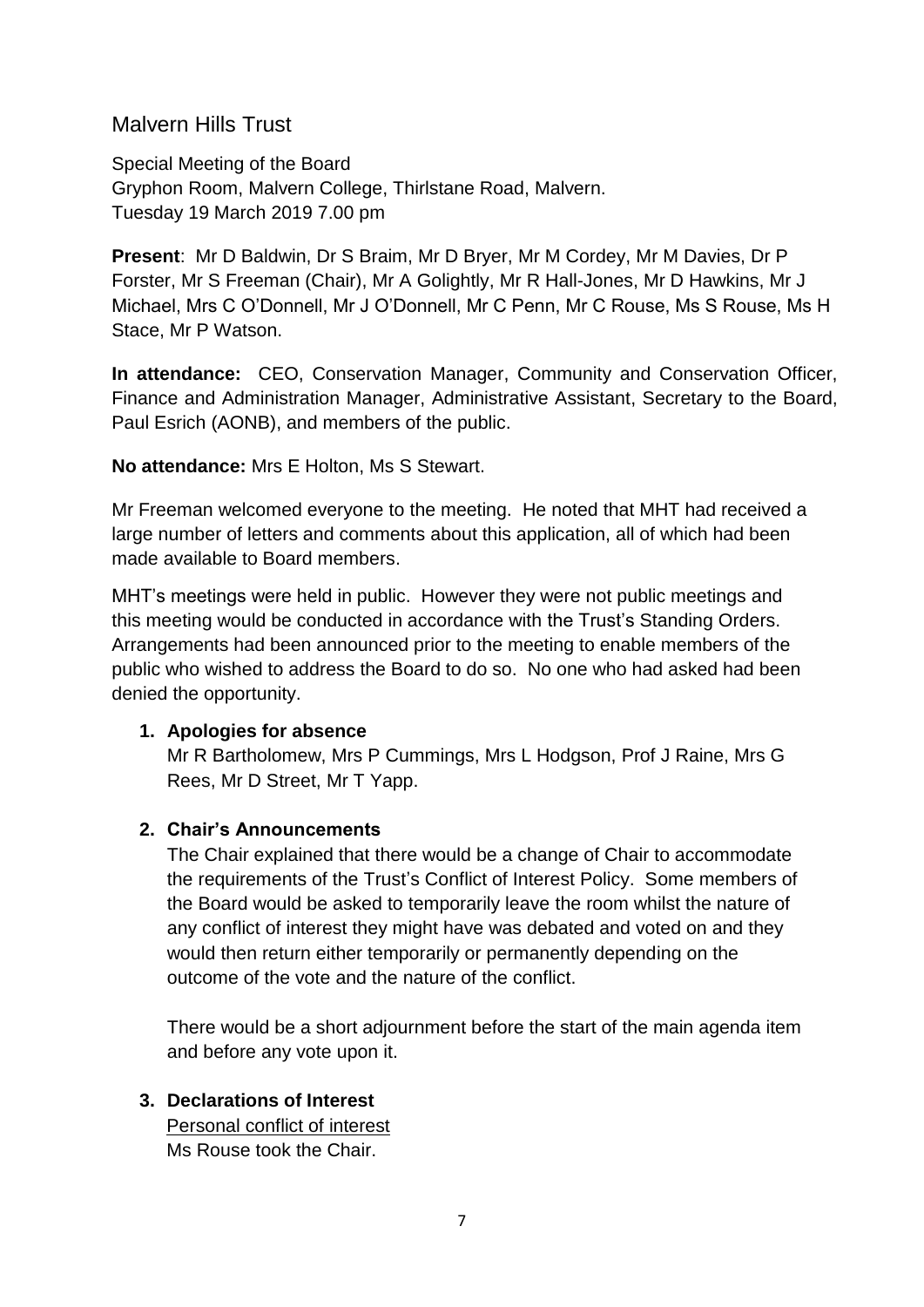# Malvern Hills Trust

Special Meeting of the Board
Gryphon Room, Malvern College, Thirlstane Road, Malvern.
Tuesday 19 March 2019 7.00 pm

**Present**: Mr D Baldwin, Dr S Braim, Mr D Bryer, Mr M Cordey, Mr M Davies, Dr P Forster, Mr S Freeman (Chair), Mr A Golightly, Mr R Hall-Jones, Mr D Hawkins, Mr J Michael, Mrs C O'Donnell, Mr J O'Donnell, Mr C Penn, Mr C Rouse, Ms S Rouse, Ms H Stace, Mr P Watson.

**In attendance:** CEO, Conservation Manager, Community and Conservation Officer, Finance and Administration Manager, Administrative Assistant, Secretary to the Board, Paul Esrich (AONB), and members of the public.

**No attendance:** Mrs E Holton, Ms S Stewart.

Mr Freeman welcomed everyone to the meeting. He noted that MHT had received a large number of letters and comments about this application, all of which had been made available to Board members.

MHT's meetings were held in public. However they were not public meetings and this meeting would be conducted in accordance with the Trust's Standing Orders. Arrangements had been announced prior to the meeting to enable members of the public who wished to address the Board to do so. No one who had asked had been denied the opportunity.

1. **Apologies for absence**

   Mr R Bartholomew, Mrs P Cummings, Mrs L Hodgson, Prof J Raine, Mrs G Rees, Mr D Street, Mr T Yapp.

2. **Chair's Announcements**

   The Chair explained that there would be a change of Chair to accommodate the requirements of the Trust's Conflict of Interest Policy. Some members of the Board would be asked to temporarily leave the room whilst the nature of any conflict of interest they might have was debated and voted on and they would then return either temporarily or permanently depending on the outcome of the vote and the nature of the conflict.

   There would be a short adjournment before the start of the main agenda item and before any vote upon it.

3. **Declarations of Interest**

   Personal conflict of interest

   Ms Rouse took the Chair.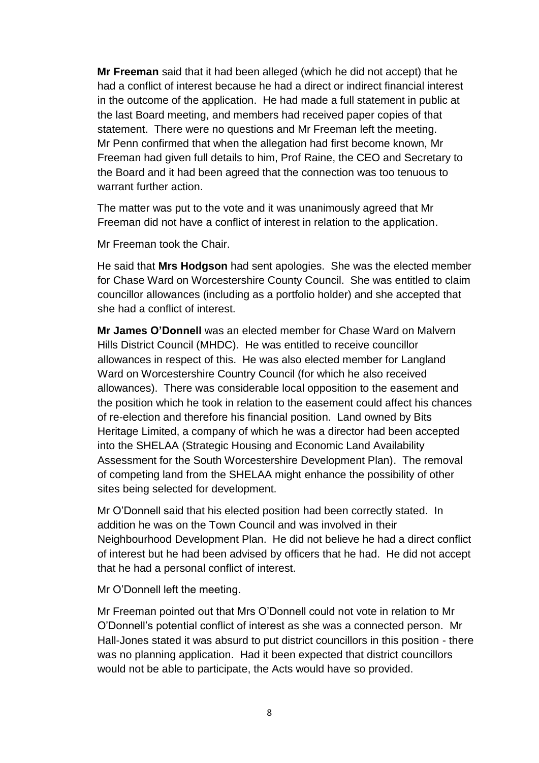**Mr Freeman** said that it had been alleged (which he did not accept) that he had a conflict of interest because he had a direct or indirect financial interest in the outcome of the application. He had made a full statement in public at the last Board meeting, and members had received paper copies of that statement. There were no questions and Mr Freeman left the meeting. Mr Penn confirmed that when the allegation had first become known, Mr Freeman had given full details to him, Prof Raine, the CEO and Secretary to the Board and it had been agreed that the connection was too tenuous to warrant further action.

The matter was put to the vote and it was unanimously agreed that Mr Freeman did not have a conflict of interest in relation to the application.

Mr Freeman took the Chair.

He said that **Mrs Hodgson** had sent apologies. She was the elected member for Chase Ward on Worcestershire County Council. She was entitled to claim councillor allowances (including as a portfolio holder) and she accepted that she had a conflict of interest.

**Mr James O'Donnell** was an elected member for Chase Ward on Malvern Hills District Council (MHDC). He was entitled to receive councillor allowances in respect of this. He was also elected member for Langland Ward on Worcestershire Country Council (for which he also received allowances). There was considerable local opposition to the easement and the position which he took in relation to the easement could affect his chances of re-election and therefore his financial position. Land owned by Bits Heritage Limited, a company of which he was a director had been accepted into the SHELAA (Strategic Housing and Economic Land Availability Assessment for the South Worcestershire Development Plan). The removal of competing land from the SHELAA might enhance the possibility of other sites being selected for development.

Mr O'Donnell said that his elected position had been correctly stated. In addition he was on the Town Council and was involved in their Neighbourhood Development Plan. He did not believe he had a direct conflict of interest but he had been advised by officers that he had. He did not accept that he had a personal conflict of interest.

Mr O'Donnell left the meeting.

Mr Freeman pointed out that Mrs O'Donnell could not vote in relation to Mr O'Donnell's potential conflict of interest as she was a connected person. Mr Hall-Jones stated it was absurd to put district councillors in this position - there was no planning application. Had it been expected that district councillors would not be able to participate, the Acts would have so provided.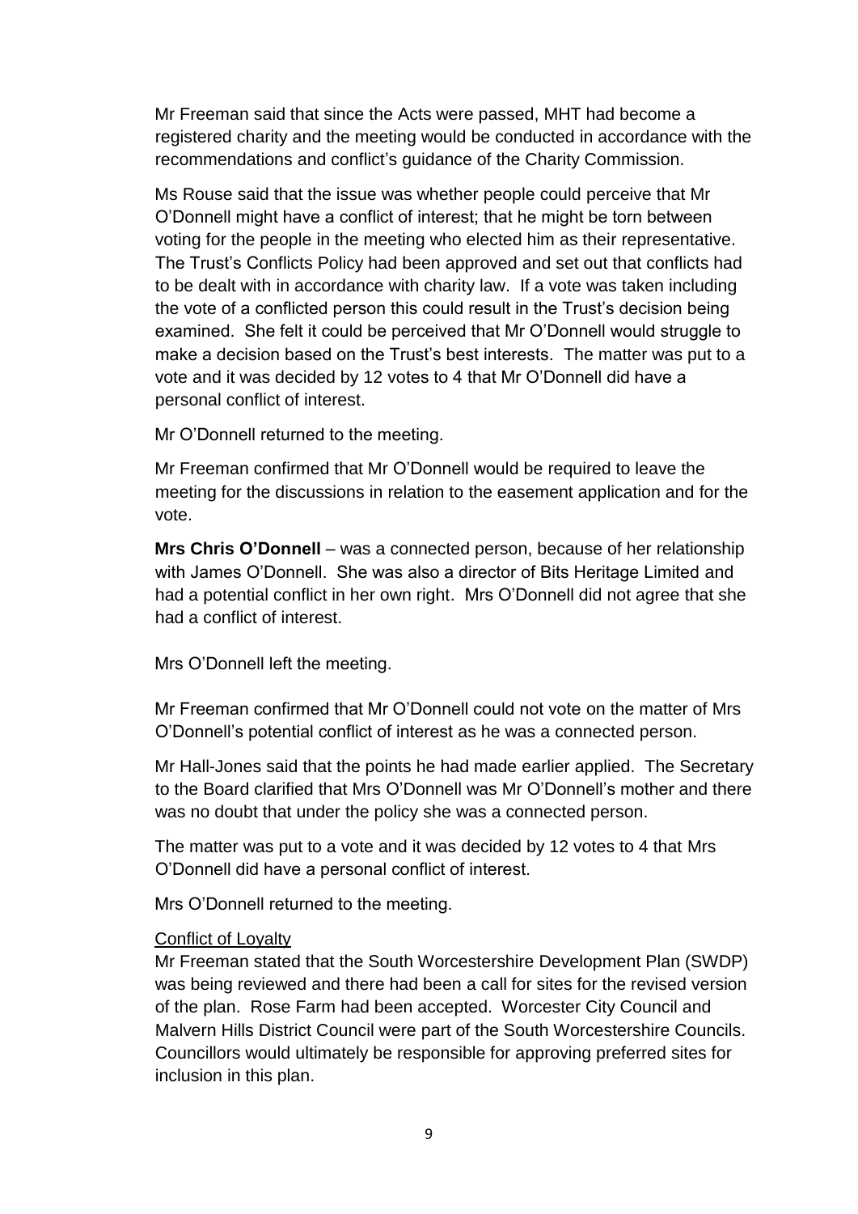Mr Freeman said that since the Acts were passed, MHT had become a registered charity and the meeting would be conducted in accordance with the recommendations and conflict's guidance of the Charity Commission.

Ms Rouse said that the issue was whether people could perceive that Mr O'Donnell might have a conflict of interest; that he might be torn between voting for the people in the meeting who elected him as their representative. The Trust's Conflicts Policy had been approved and set out that conflicts had to be dealt with in accordance with charity law. If a vote was taken including the vote of a conflicted person this could result in the Trust's decision being examined. She felt it could be perceived that Mr O'Donnell would struggle to make a decision based on the Trust's best interests. The matter was put to a vote and it was decided by 12 votes to 4 that Mr O'Donnell did have a personal conflict of interest.

Mr O'Donnell returned to the meeting.

Mr Freeman confirmed that Mr O'Donnell would be required to leave the meeting for the discussions in relation to the easement application and for the vote.

**Mrs Chris O'Donnell** – was a connected person, because of her relationship with James O'Donnell. She was also a director of Bits Heritage Limited and had a potential conflict in her own right. Mrs O'Donnell did not agree that she had a conflict of interest.

Mrs O'Donnell left the meeting.

Mr Freeman confirmed that Mr O'Donnell could not vote on the matter of Mrs O'Donnell's potential conflict of interest as he was a connected person.

Mr Hall-Jones said that the points he had made earlier applied. The Secretary to the Board clarified that Mrs O'Donnell was Mr O'Donnell's mother and there was no doubt that under the policy she was a connected person.

The matter was put to a vote and it was decided by 12 votes to 4 that Mrs O'Donnell did have a personal conflict of interest.

Mrs O'Donnell returned to the meeting.

Conflict of Loyalty

Mr Freeman stated that the South Worcestershire Development Plan (SWDP) was being reviewed and there had been a call for sites for the revised version of the plan. Rose Farm had been accepted. Worcester City Council and Malvern Hills District Council were part of the South Worcestershire Councils. Councillors would ultimately be responsible for approving preferred sites for inclusion in this plan.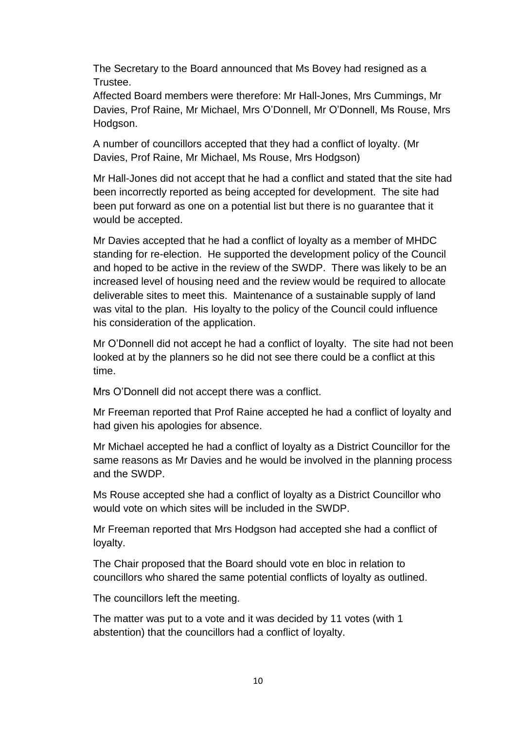The Secretary to the Board announced that Ms Bovey had resigned as a Trustee.
Affected Board members were therefore: Mr Hall-Jones, Mrs Cummings, Mr Davies, Prof Raine, Mr Michael, Mrs O'Donnell, Mr O'Donnell, Ms Rouse, Mrs Hodgson.

A number of councillors accepted that they had a conflict of loyalty. (Mr Davies, Prof Raine, Mr Michael, Ms Rouse, Mrs Hodgson)

Mr Hall-Jones did not accept that he had a conflict and stated that the site had been incorrectly reported as being accepted for development. The site had been put forward as one on a potential list but there is no guarantee that it would be accepted.

Mr Davies accepted that he had a conflict of loyalty as a member of MHDC standing for re-election. He supported the development policy of the Council and hoped to be active in the review of the SWDP. There was likely to be an increased level of housing need and the review would be required to allocate deliverable sites to meet this. Maintenance of a sustainable supply of land was vital to the plan. His loyalty to the policy of the Council could influence his consideration of the application.

Mr O'Donnell did not accept he had a conflict of loyalty. The site had not been looked at by the planners so he did not see there could be a conflict at this time.

Mrs O'Donnell did not accept there was a conflict.

Mr Freeman reported that Prof Raine accepted he had a conflict of loyalty and had given his apologies for absence.

Mr Michael accepted he had a conflict of loyalty as a District Councillor for the same reasons as Mr Davies and he would be involved in the planning process and the SWDP.

Ms Rouse accepted she had a conflict of loyalty as a District Councillor who would vote on which sites will be included in the SWDP.

Mr Freeman reported that Mrs Hodgson had accepted she had a conflict of loyalty.

The Chair proposed that the Board should vote en bloc in relation to councillors who shared the same potential conflicts of loyalty as outlined.

The councillors left the meeting.

The matter was put to a vote and it was decided by 11 votes (with 1 abstention) that the councillors had a conflict of loyalty.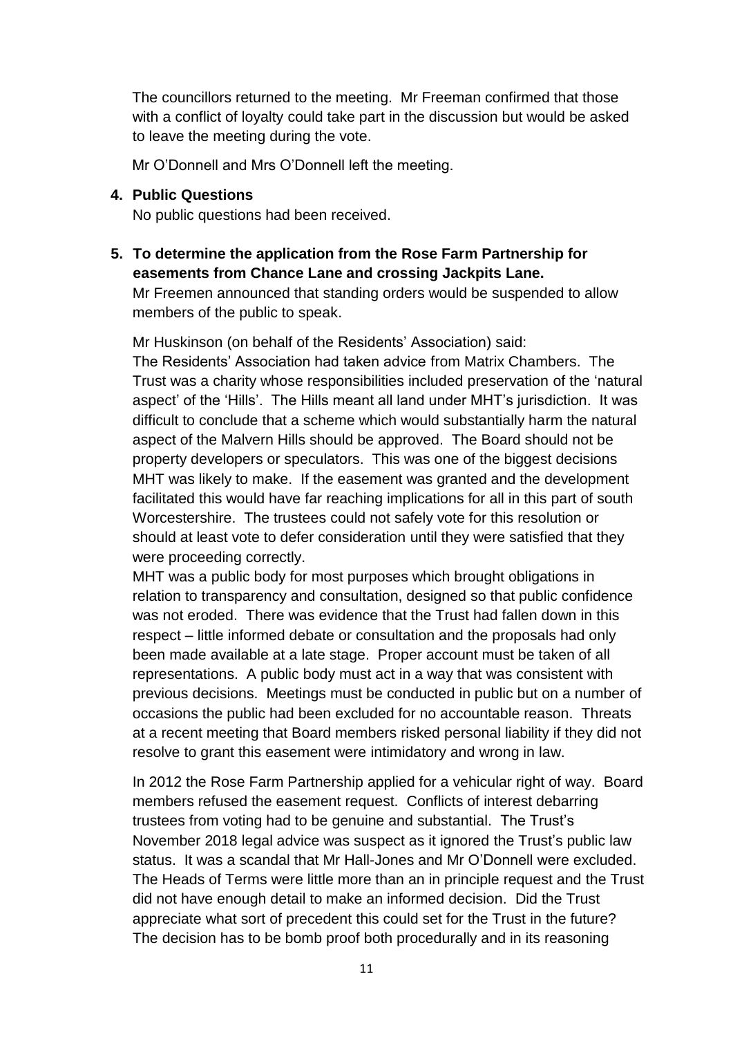The councillors returned to the meeting. Mr Freeman confirmed that those with a conflict of loyalty could take part in the discussion but would be asked to leave the meeting during the vote.

Mr O'Donnell and Mrs O'Donnell left the meeting.

**4. Public Questions**

No public questions had been received.

**5. To determine the application from the Rose Farm Partnership for easements from Chance Lane and crossing Jackpits Lane.**

Mr Freemen announced that standing orders would be suspended to allow members of the public to speak.

Mr Huskinson (on behalf of the Residents' Association) said:
The Residents' Association had taken advice from Matrix Chambers. The Trust was a charity whose responsibilities included preservation of the 'natural aspect' of the 'Hills'. The Hills meant all land under MHT's jurisdiction. It was difficult to conclude that a scheme which would substantially harm the natural aspect of the Malvern Hills should be approved. The Board should not be property developers or speculators. This was one of the biggest decisions MHT was likely to make. If the easement was granted and the development facilitated this would have far reaching implications for all in this part of south Worcestershire. The trustees could not safely vote for this resolution or should at least vote to defer consideration until they were satisfied that they were proceeding correctly.
MHT was a public body for most purposes which brought obligations in relation to transparency and consultation, designed so that public confidence was not eroded. There was evidence that the Trust had fallen down in this respect – little informed debate or consultation and the proposals had only been made available at a late stage. Proper account must be taken of all representations. A public body must act in a way that was consistent with previous decisions. Meetings must be conducted in public but on a number of occasions the public had been excluded for no accountable reason. Threats at a recent meeting that Board members risked personal liability if they did not resolve to grant this easement were intimidatory and wrong in law.

In 2012 the Rose Farm Partnership applied for a vehicular right of way. Board members refused the easement request. Conflicts of interest debarring trustees from voting had to be genuine and substantial. The Trust's November 2018 legal advice was suspect as it ignored the Trust's public law status. It was a scandal that Mr Hall-Jones and Mr O'Donnell were excluded. The Heads of Terms were little more than an in principle request and the Trust did not have enough detail to make an informed decision. Did the Trust appreciate what sort of precedent this could set for the Trust in the future? The decision has to be bomb proof both procedurally and in its reasoning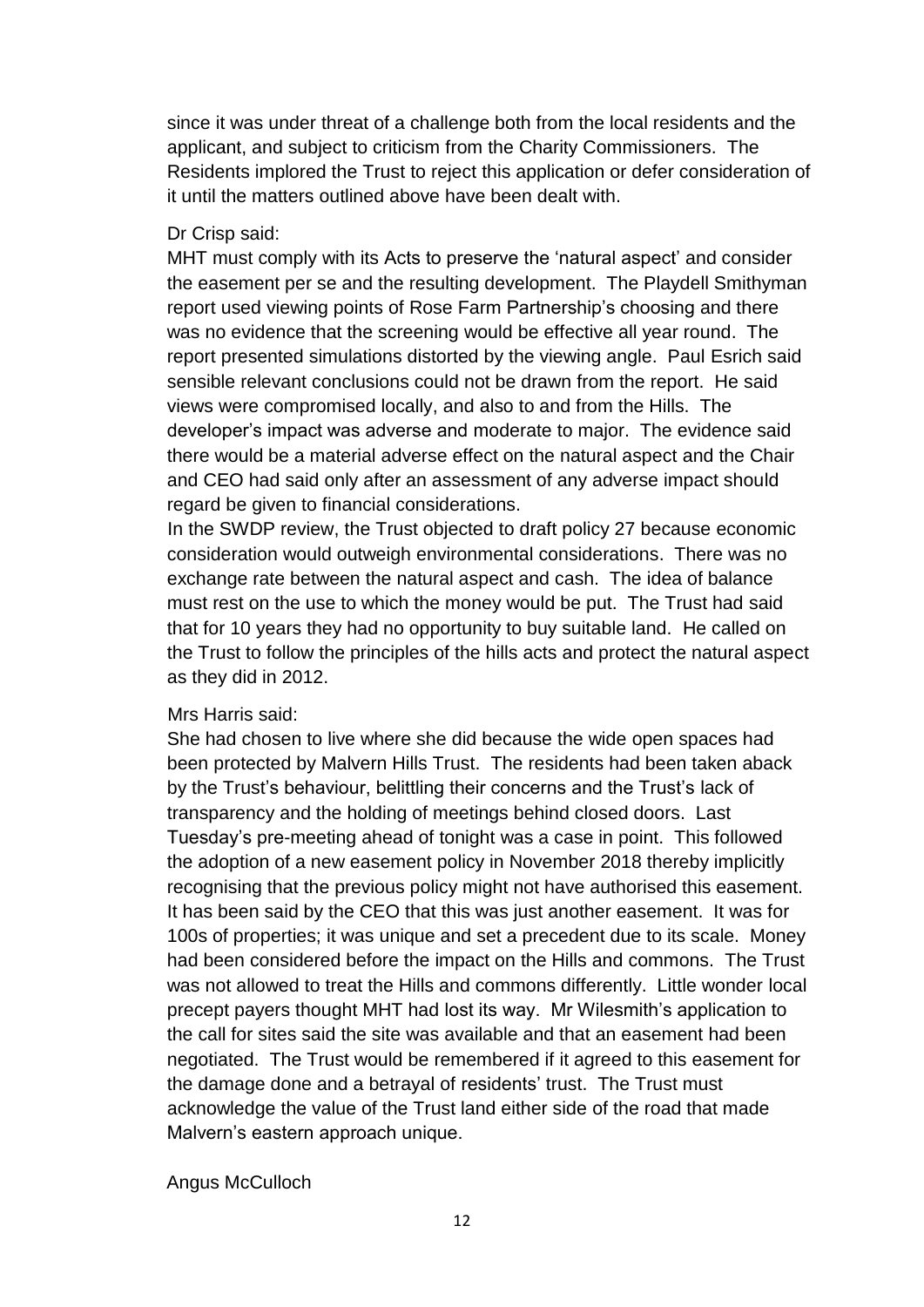since it was under threat of a challenge both from the local residents and the applicant, and subject to criticism from the Charity Commissioners. The Residents implored the Trust to reject this application or defer consideration of it until the matters outlined above have been dealt with.

Dr Crisp said:

MHT must comply with its Acts to preserve the 'natural aspect' and consider the easement per se and the resulting development. The Playdell Smithyman report used viewing points of Rose Farm Partnership's choosing and there was no evidence that the screening would be effective all year round. The report presented simulations distorted by the viewing angle. Paul Esrich said sensible relevant conclusions could not be drawn from the report. He said views were compromised locally, and also to and from the Hills. The developer's impact was adverse and moderate to major. The evidence said there would be a material adverse effect on the natural aspect and the Chair and CEO had said only after an assessment of any adverse impact should regard be given to financial considerations.

In the SWDP review, the Trust objected to draft policy 27 because economic consideration would outweigh environmental considerations. There was no exchange rate between the natural aspect and cash. The idea of balance must rest on the use to which the money would be put. The Trust had said that for 10 years they had no opportunity to buy suitable land. He called on the Trust to follow the principles of the hills acts and protect the natural aspect as they did in 2012.

Mrs Harris said:

She had chosen to live where she did because the wide open spaces had been protected by Malvern Hills Trust. The residents had been taken aback by the Trust's behaviour, belittling their concerns and the Trust's lack of transparency and the holding of meetings behind closed doors. Last Tuesday's pre-meeting ahead of tonight was a case in point. This followed the adoption of a new easement policy in November 2018 thereby implicitly recognising that the previous policy might not have authorised this easement. It has been said by the CEO that this was just another easement. It was for 100s of properties; it was unique and set a precedent due to its scale. Money had been considered before the impact on the Hills and commons. The Trust was not allowed to treat the Hills and commons differently. Little wonder local precept payers thought MHT had lost its way. Mr Wilesmith's application to the call for sites said the site was available and that an easement had been negotiated. The Trust would be remembered if it agreed to this easement for the damage done and a betrayal of residents' trust. The Trust must acknowledge the value of the Trust land either side of the road that made Malvern's eastern approach unique.

Angus McCulloch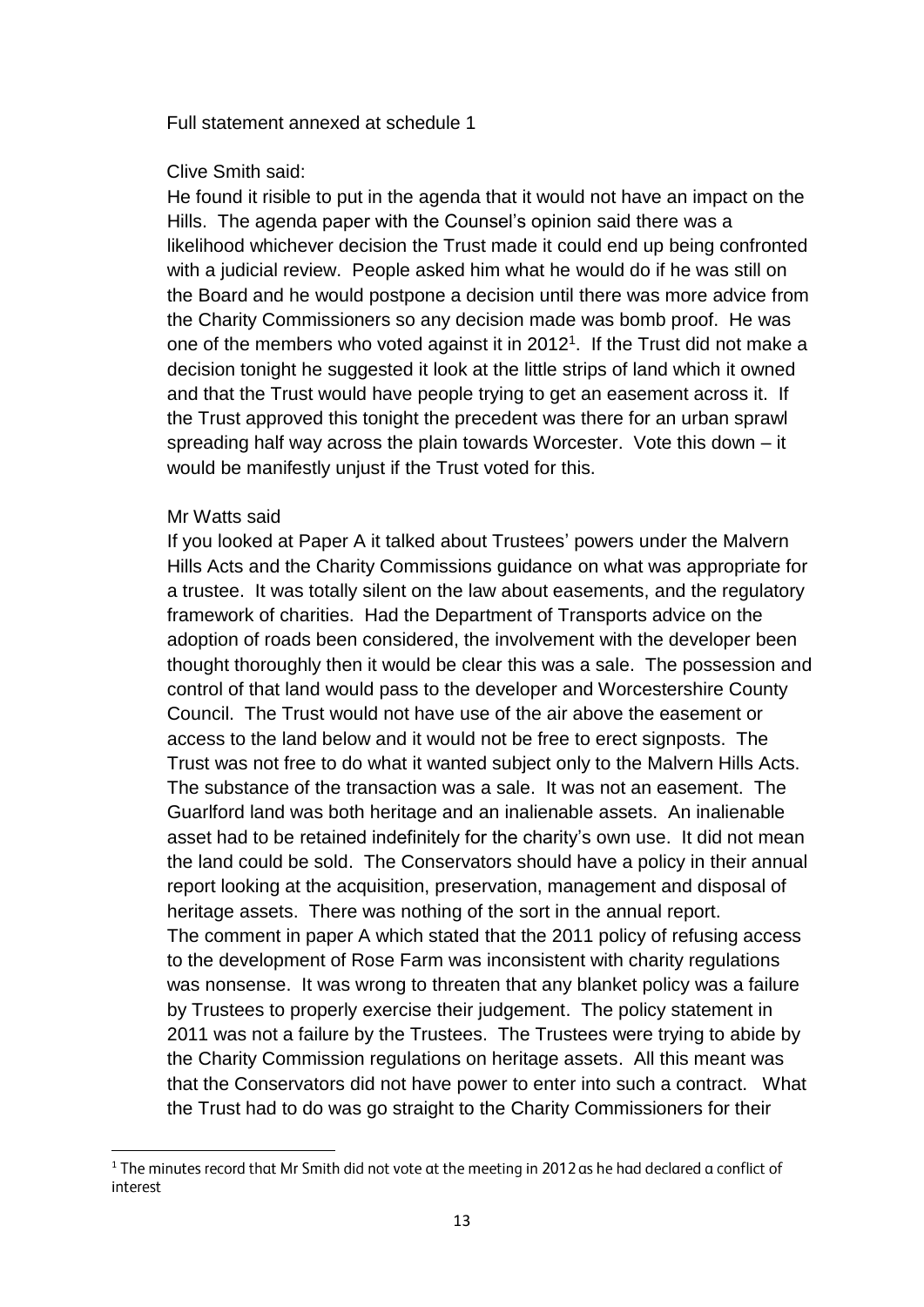Full statement annexed at schedule 1

Clive Smith said:

He found it risible to put in the agenda that it would not have an impact on the Hills. The agenda paper with the Counsel's opinion said there was a likelihood whichever decision the Trust made it could end up being confronted with a judicial review. People asked him what he would do if he was still on the Board and he would postpone a decision until there was more advice from the Charity Commissioners so any decision made was bomb proof. He was one of the members who voted against it in 2012[1]. If the Trust did not make a decision tonight he suggested it look at the little strips of land which it owned and that the Trust would have people trying to get an easement across it. If the Trust approved this tonight the precedent was there for an urban sprawl spreading half way across the plain towards Worcester. Vote this down – it would be manifestly unjust if the Trust voted for this.

Mr Watts said

If you looked at Paper A it talked about Trustees' powers under the Malvern Hills Acts and the Charity Commissions guidance on what was appropriate for a trustee. It was totally silent on the law about easements, and the regulatory framework of charities. Had the Department of Transports advice on the adoption of roads been considered, the involvement with the developer been thought thoroughly then it would be clear this was a sale. The possession and control of that land would pass to the developer and Worcestershire County Council. The Trust would not have use of the air above the easement or access to the land below and it would not be free to erect signposts. The Trust was not free to do what it wanted subject only to the Malvern Hills Acts. The substance of the transaction was a sale. It was not an easement. The Guarlford land was both heritage and an inalienable assets. An inalienable asset had to be retained indefinitely for the charity's own use. It did not mean the land could be sold. The Conservators should have a policy in their annual report looking at the acquisition, preservation, management and disposal of heritage assets. There was nothing of the sort in the annual report.
The comment in paper A which stated that the 2011 policy of refusing access to the development of Rose Farm was inconsistent with charity regulations was nonsense. It was wrong to threaten that any blanket policy was a failure by Trustees to properly exercise their judgement. The policy statement in 2011 was not a failure by the Trustees. The Trustees were trying to abide by the Charity Commission regulations on heritage assets. All this meant was that the Conservators did not have power to enter into such a contract. What the Trust had to do was go straight to the Charity Commissioners for their

[1] The minutes record that Mr Smith did not vote at the meeting in 2012 as he had declared a conflict of interest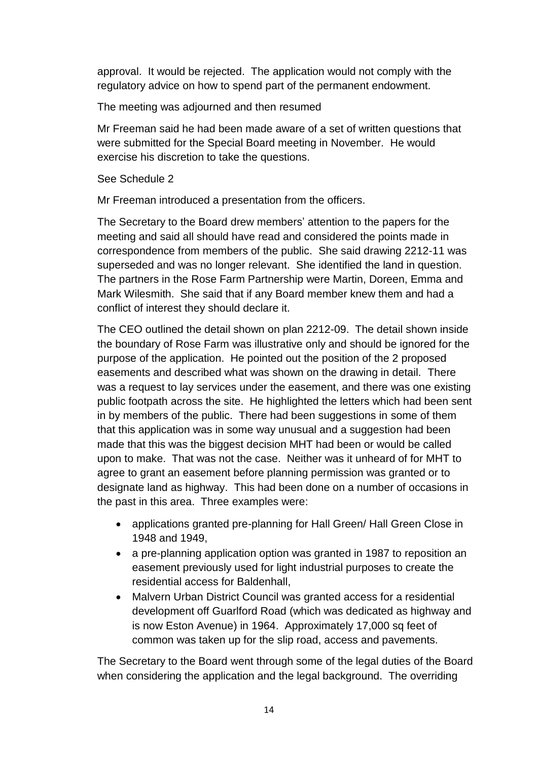approval. It would be rejected. The application would not comply with the regulatory advice on how to spend part of the permanent endowment.

The meeting was adjourned and then resumed

Mr Freeman said he had been made aware of a set of written questions that were submitted for the Special Board meeting in November. He would exercise his discretion to take the questions.

See Schedule 2

Mr Freeman introduced a presentation from the officers.

The Secretary to the Board drew members' attention to the papers for the meeting and said all should have read and considered the points made in correspondence from members of the public. She said drawing 2212-11 was superseded and was no longer relevant. She identified the land in question. The partners in the Rose Farm Partnership were Martin, Doreen, Emma and Mark Wilesmith. She said that if any Board member knew them and had a conflict of interest they should declare it.

The CEO outlined the detail shown on plan 2212-09. The detail shown inside the boundary of Rose Farm was illustrative only and should be ignored for the purpose of the application. He pointed out the position of the 2 proposed easements and described what was shown on the drawing in detail. There was a request to lay services under the easement, and there was one existing public footpath across the site. He highlighted the letters which had been sent in by members of the public. There had been suggestions in some of them that this application was in some way unusual and a suggestion had been made that this was the biggest decision MHT had been or would be called upon to make. That was not the case. Neither was it unheard of for MHT to agree to grant an easement before planning permission was granted or to designate land as highway. This had been done on a number of occasions in the past in this area. Three examples were:

- applications granted pre-planning for Hall Green/ Hall Green Close in 1948 and 1949,
- a pre-planning application option was granted in 1987 to reposition an easement previously used for light industrial purposes to create the residential access for Baldenhall,
- Malvern Urban District Council was granted access for a residential development off Guarlford Road (which was dedicated as highway and is now Eston Avenue) in 1964. Approximately 17,000 sq feet of common was taken up for the slip road, access and pavements.

The Secretary to the Board went through some of the legal duties of the Board when considering the application and the legal background. The overriding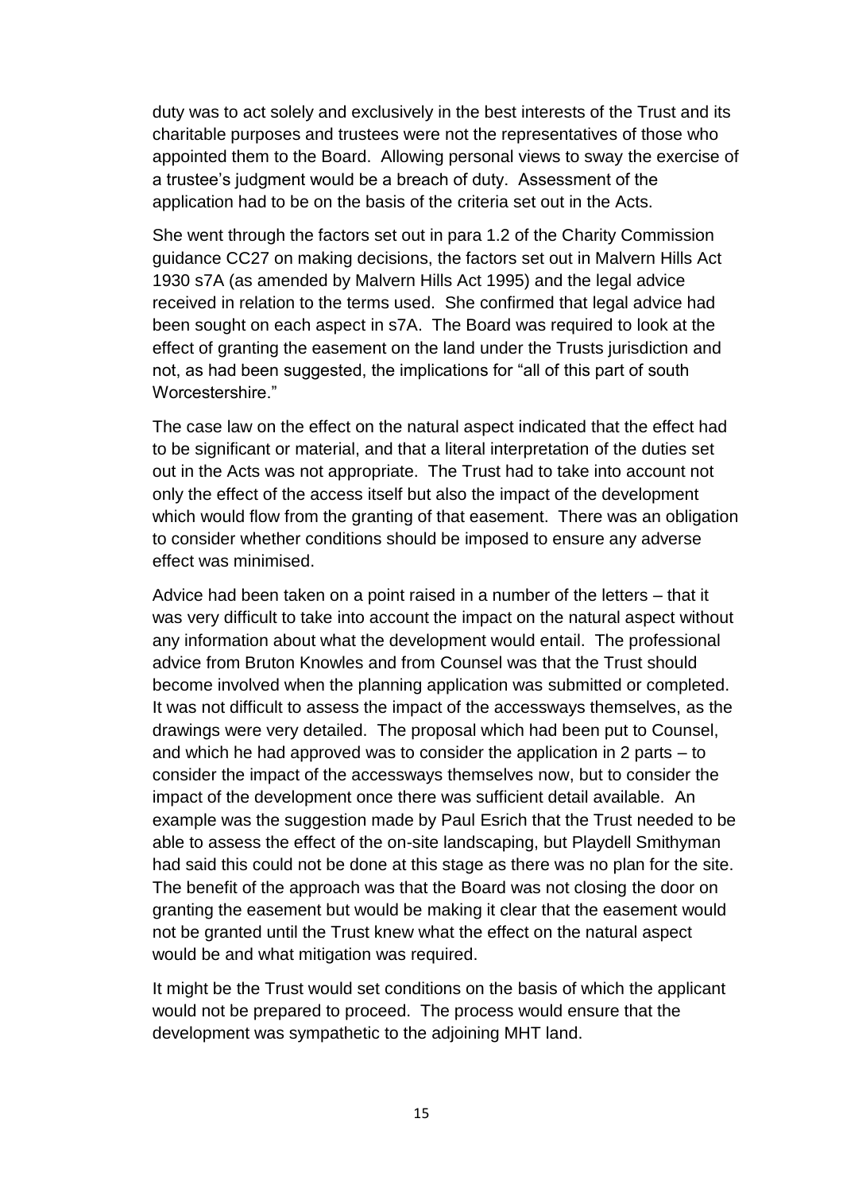duty was to act solely and exclusively in the best interests of the Trust and its charitable purposes and trustees were not the representatives of those who appointed them to the Board. Allowing personal views to sway the exercise of a trustee's judgment would be a breach of duty. Assessment of the application had to be on the basis of the criteria set out in the Acts.

She went through the factors set out in para 1.2 of the Charity Commission guidance CC27 on making decisions, the factors set out in Malvern Hills Act 1930 s7A (as amended by Malvern Hills Act 1995) and the legal advice received in relation to the terms used. She confirmed that legal advice had been sought on each aspect in s7A. The Board was required to look at the effect of granting the easement on the land under the Trusts jurisdiction and not, as had been suggested, the implications for "all of this part of south Worcestershire."

The case law on the effect on the natural aspect indicated that the effect had to be significant or material, and that a literal interpretation of the duties set out in the Acts was not appropriate. The Trust had to take into account not only the effect of the access itself but also the impact of the development which would flow from the granting of that easement. There was an obligation to consider whether conditions should be imposed to ensure any adverse effect was minimised.

Advice had been taken on a point raised in a number of the letters – that it was very difficult to take into account the impact on the natural aspect without any information about what the development would entail. The professional advice from Bruton Knowles and from Counsel was that the Trust should become involved when the planning application was submitted or completed. It was not difficult to assess the impact of the accessways themselves, as the drawings were very detailed. The proposal which had been put to Counsel, and which he had approved was to consider the application in 2 parts – to consider the impact of the accessways themselves now, but to consider the impact of the development once there was sufficient detail available. An example was the suggestion made by Paul Esrich that the Trust needed to be able to assess the effect of the on-site landscaping, but Playdell Smithyman had said this could not be done at this stage as there was no plan for the site. The benefit of the approach was that the Board was not closing the door on granting the easement but would be making it clear that the easement would not be granted until the Trust knew what the effect on the natural aspect would be and what mitigation was required.

It might be the Trust would set conditions on the basis of which the applicant would not be prepared to proceed. The process would ensure that the development was sympathetic to the adjoining MHT land.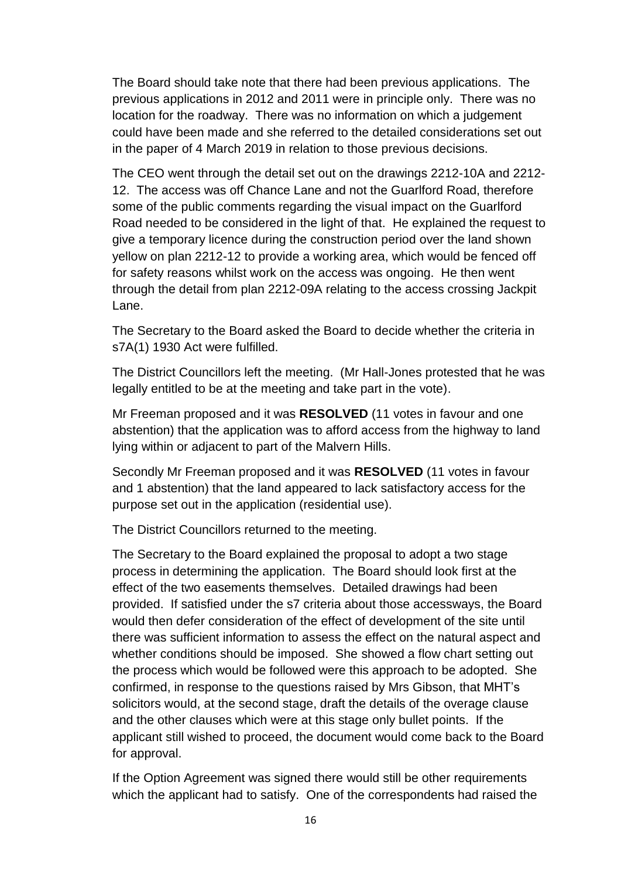The Board should take note that there had been previous applications. The previous applications in 2012 and 2011 were in principle only. There was no location for the roadway. There was no information on which a judgement could have been made and she referred to the detailed considerations set out in the paper of 4 March 2019 in relation to those previous decisions.

The CEO went through the detail set out on the drawings 2212-10A and 2212-12. The access was off Chance Lane and not the Guarlford Road, therefore some of the public comments regarding the visual impact on the Guarlford Road needed to be considered in the light of that. He explained the request to give a temporary licence during the construction period over the land shown yellow on plan 2212-12 to provide a working area, which would be fenced off for safety reasons whilst work on the access was ongoing. He then went through the detail from plan 2212-09A relating to the access crossing Jackpit Lane.

The Secretary to the Board asked the Board to decide whether the criteria in s7A(1) 1930 Act were fulfilled.

The District Councillors left the meeting. (Mr Hall-Jones protested that he was legally entitled to be at the meeting and take part in the vote).

Mr Freeman proposed and it was **RESOLVED** (11 votes in favour and one abstention) that the application was to afford access from the highway to land lying within or adjacent to part of the Malvern Hills.

Secondly Mr Freeman proposed and it was **RESOLVED** (11 votes in favour and 1 abstention) that the land appeared to lack satisfactory access for the purpose set out in the application (residential use).

The District Councillors returned to the meeting.

The Secretary to the Board explained the proposal to adopt a two stage process in determining the application. The Board should look first at the effect of the two easements themselves. Detailed drawings had been provided. If satisfied under the s7 criteria about those accessways, the Board would then defer consideration of the effect of development of the site until there was sufficient information to assess the effect on the natural aspect and whether conditions should be imposed. She showed a flow chart setting out the process which would be followed were this approach to be adopted. She confirmed, in response to the questions raised by Mrs Gibson, that MHT's solicitors would, at the second stage, draft the details of the overage clause and the other clauses which were at this stage only bullet points. If the applicant still wished to proceed, the document would come back to the Board for approval.

If the Option Agreement was signed there would still be other requirements which the applicant had to satisfy. One of the correspondents had raised the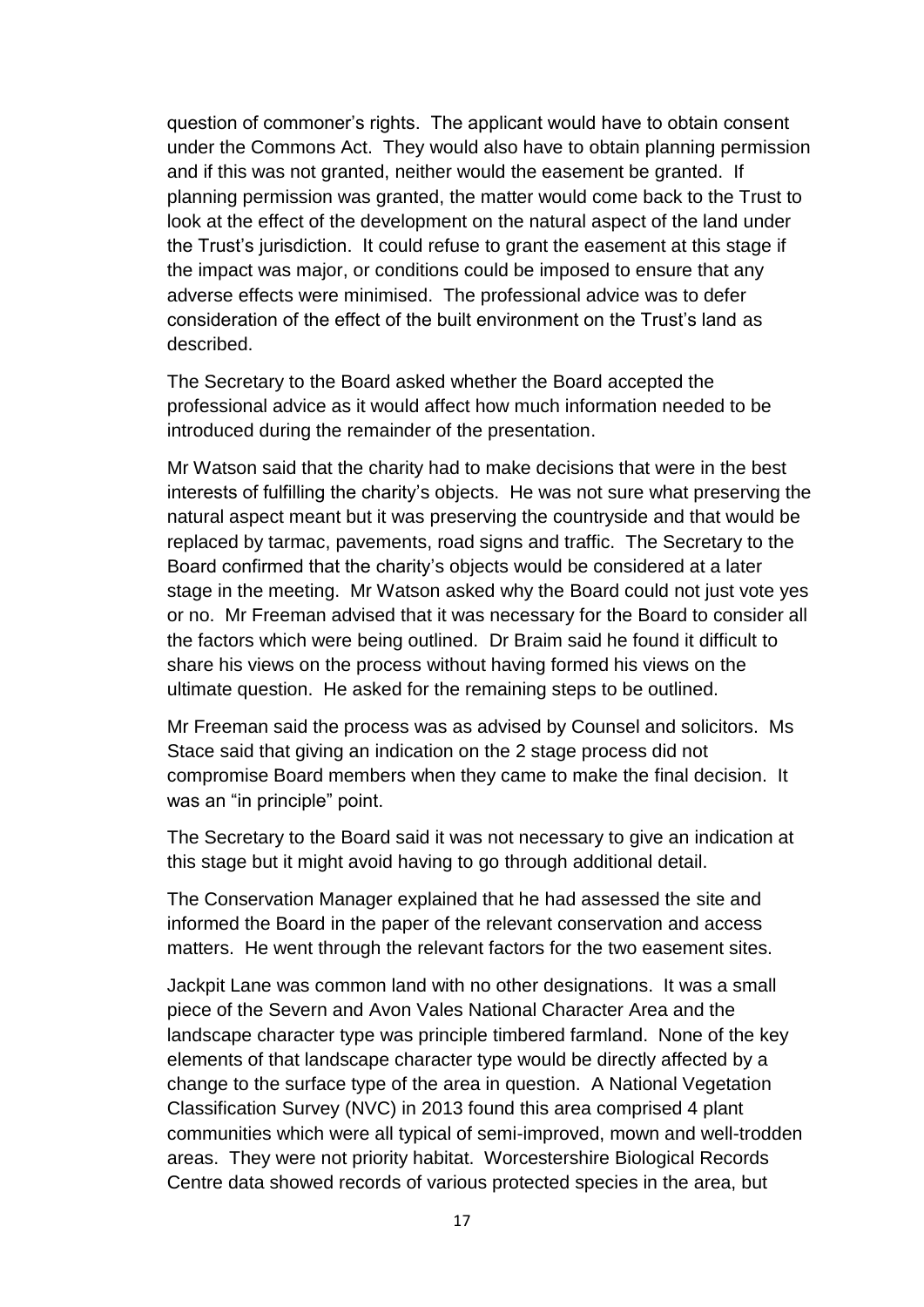question of commoner's rights. The applicant would have to obtain consent under the Commons Act. They would also have to obtain planning permission and if this was not granted, neither would the easement be granted. If planning permission was granted, the matter would come back to the Trust to look at the effect of the development on the natural aspect of the land under the Trust's jurisdiction. It could refuse to grant the easement at this stage if the impact was major, or conditions could be imposed to ensure that any adverse effects were minimised. The professional advice was to defer consideration of the effect of the built environment on the Trust's land as described.

The Secretary to the Board asked whether the Board accepted the professional advice as it would affect how much information needed to be introduced during the remainder of the presentation.

Mr Watson said that the charity had to make decisions that were in the best interests of fulfilling the charity's objects. He was not sure what preserving the natural aspect meant but it was preserving the countryside and that would be replaced by tarmac, pavements, road signs and traffic. The Secretary to the Board confirmed that the charity's objects would be considered at a later stage in the meeting. Mr Watson asked why the Board could not just vote yes or no. Mr Freeman advised that it was necessary for the Board to consider all the factors which were being outlined. Dr Braim said he found it difficult to share his views on the process without having formed his views on the ultimate question. He asked for the remaining steps to be outlined.

Mr Freeman said the process was as advised by Counsel and solicitors. Ms Stace said that giving an indication on the 2 stage process did not compromise Board members when they came to make the final decision. It was an "in principle" point.

The Secretary to the Board said it was not necessary to give an indication at this stage but it might avoid having to go through additional detail.

The Conservation Manager explained that he had assessed the site and informed the Board in the paper of the relevant conservation and access matters. He went through the relevant factors for the two easement sites.

Jackpit Lane was common land with no other designations. It was a small piece of the Severn and Avon Vales National Character Area and the landscape character type was principle timbered farmland. None of the key elements of that landscape character type would be directly affected by a change to the surface type of the area in question. A National Vegetation Classification Survey (NVC) in 2013 found this area comprised 4 plant communities which were all typical of semi-improved, mown and well-trodden areas. They were not priority habitat. Worcestershire Biological Records Centre data showed records of various protected species in the area, but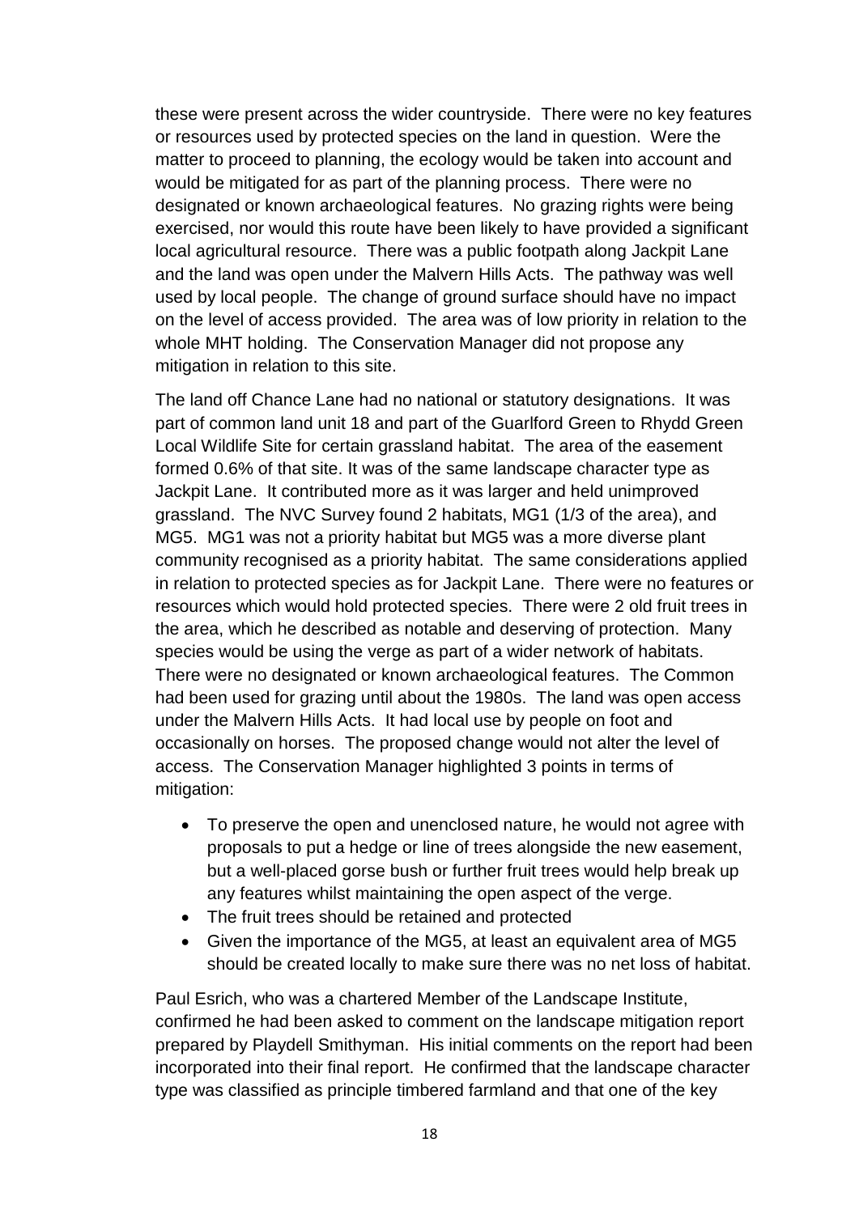these were present across the wider countryside. There were no key features or resources used by protected species on the land in question. Were the matter to proceed to planning, the ecology would be taken into account and would be mitigated for as part of the planning process. There were no designated or known archaeological features. No grazing rights were being exercised, nor would this route have been likely to have provided a significant local agricultural resource. There was a public footpath along Jackpit Lane and the land was open under the Malvern Hills Acts. The pathway was well used by local people. The change of ground surface should have no impact on the level of access provided. The area was of low priority in relation to the whole MHT holding. The Conservation Manager did not propose any mitigation in relation to this site.

The land off Chance Lane had no national or statutory designations. It was part of common land unit 18 and part of the Guarlford Green to Rhydd Green Local Wildlife Site for certain grassland habitat. The area of the easement formed 0.6% of that site. It was of the same landscape character type as Jackpit Lane. It contributed more as it was larger and held unimproved grassland. The NVC Survey found 2 habitats, MG1 (1/3 of the area), and MG5. MG1 was not a priority habitat but MG5 was a more diverse plant community recognised as a priority habitat. The same considerations applied in relation to protected species as for Jackpit Lane. There were no features or resources which would hold protected species. There were 2 old fruit trees in the area, which he described as notable and deserving of protection. Many species would be using the verge as part of a wider network of habitats. There were no designated or known archaeological features. The Common had been used for grazing until about the 1980s. The land was open access under the Malvern Hills Acts. It had local use by people on foot and occasionally on horses. The proposed change would not alter the level of access. The Conservation Manager highlighted 3 points in terms of mitigation:

- To preserve the open and unenclosed nature, he would not agree with proposals to put a hedge or line of trees alongside the new easement, but a well-placed gorse bush or further fruit trees would help break up any features whilst maintaining the open aspect of the verge.
- The fruit trees should be retained and protected
- Given the importance of the MG5, at least an equivalent area of MG5 should be created locally to make sure there was no net loss of habitat.

Paul Esrich, who was a chartered Member of the Landscape Institute, confirmed he had been asked to comment on the landscape mitigation report prepared by Playdell Smithyman. His initial comments on the report had been incorporated into their final report. He confirmed that the landscape character type was classified as principle timbered farmland and that one of the key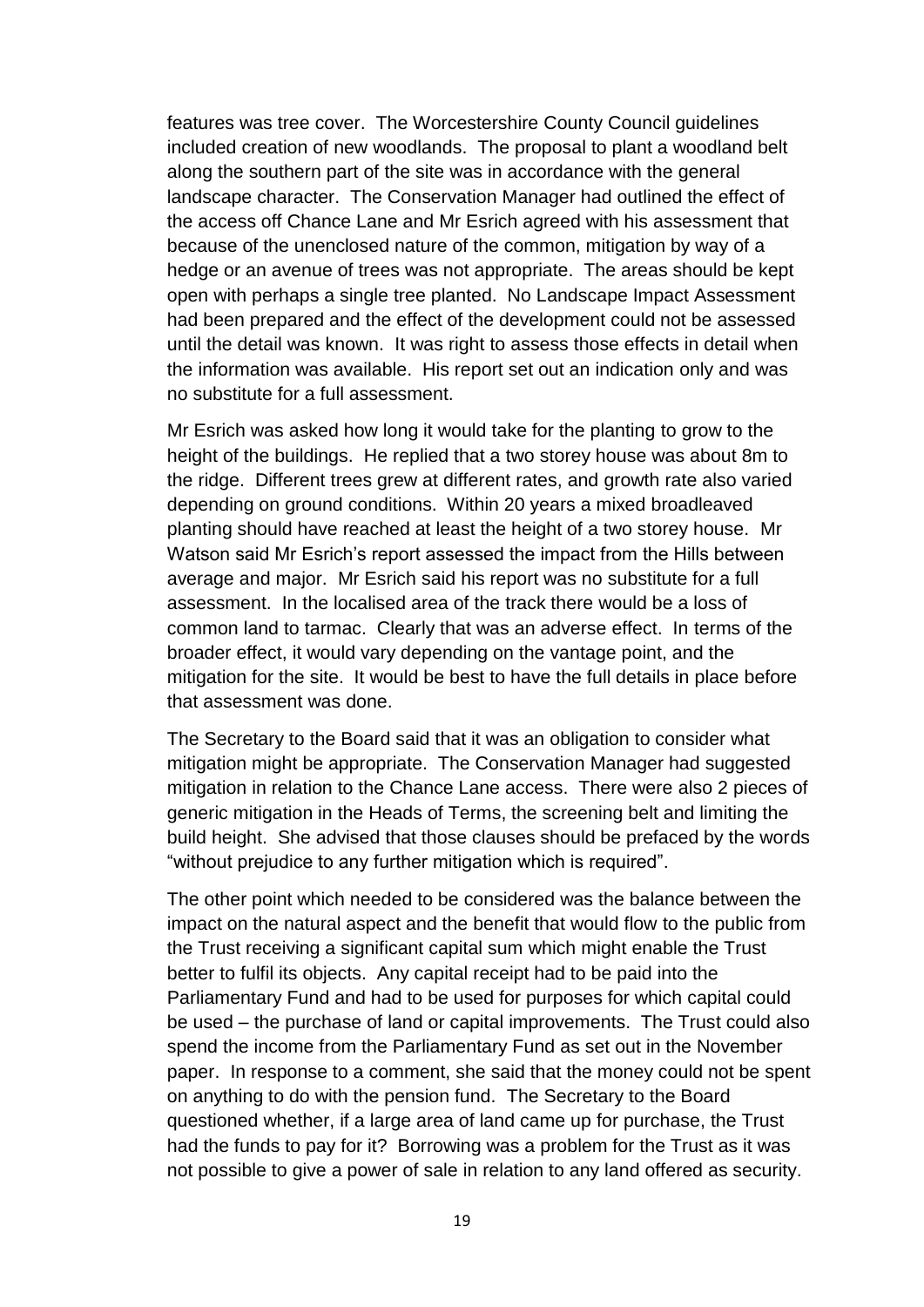features was tree cover. The Worcestershire County Council guidelines included creation of new woodlands. The proposal to plant a woodland belt along the southern part of the site was in accordance with the general landscape character. The Conservation Manager had outlined the effect of the access off Chance Lane and Mr Esrich agreed with his assessment that because of the unenclosed nature of the common, mitigation by way of a hedge or an avenue of trees was not appropriate. The areas should be kept open with perhaps a single tree planted. No Landscape Impact Assessment had been prepared and the effect of the development could not be assessed until the detail was known. It was right to assess those effects in detail when the information was available. His report set out an indication only and was no substitute for a full assessment.

Mr Esrich was asked how long it would take for the planting to grow to the height of the buildings. He replied that a two storey house was about 8m to the ridge. Different trees grew at different rates, and growth rate also varied depending on ground conditions. Within 20 years a mixed broadleaved planting should have reached at least the height of a two storey house. Mr Watson said Mr Esrich's report assessed the impact from the Hills between average and major. Mr Esrich said his report was no substitute for a full assessment. In the localised area of the track there would be a loss of common land to tarmac. Clearly that was an adverse effect. In terms of the broader effect, it would vary depending on the vantage point, and the mitigation for the site. It would be best to have the full details in place before that assessment was done.

The Secretary to the Board said that it was an obligation to consider what mitigation might be appropriate. The Conservation Manager had suggested mitigation in relation to the Chance Lane access. There were also 2 pieces of generic mitigation in the Heads of Terms, the screening belt and limiting the build height. She advised that those clauses should be prefaced by the words "without prejudice to any further mitigation which is required".

The other point which needed to be considered was the balance between the impact on the natural aspect and the benefit that would flow to the public from the Trust receiving a significant capital sum which might enable the Trust better to fulfil its objects. Any capital receipt had to be paid into the Parliamentary Fund and had to be used for purposes for which capital could be used – the purchase of land or capital improvements. The Trust could also spend the income from the Parliamentary Fund as set out in the November paper. In response to a comment, she said that the money could not be spent on anything to do with the pension fund. The Secretary to the Board questioned whether, if a large area of land came up for purchase, the Trust had the funds to pay for it? Borrowing was a problem for the Trust as it was not possible to give a power of sale in relation to any land offered as security.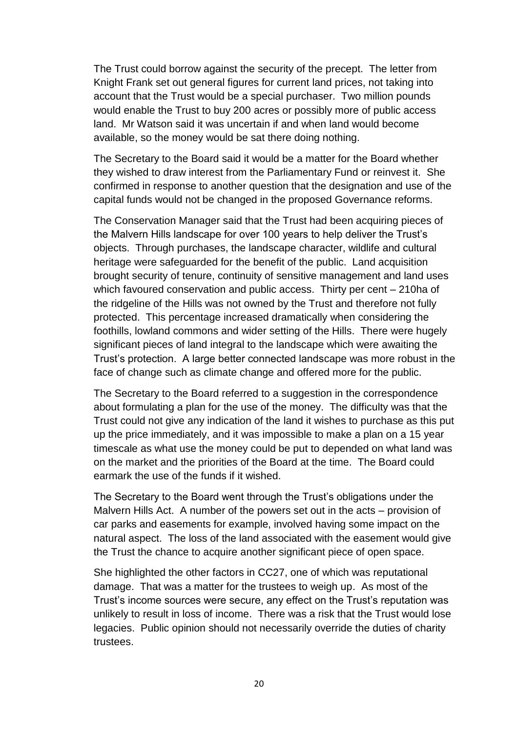The Trust could borrow against the security of the precept. The letter from Knight Frank set out general figures for current land prices, not taking into account that the Trust would be a special purchaser. Two million pounds would enable the Trust to buy 200 acres or possibly more of public access land. Mr Watson said it was uncertain if and when land would become available, so the money would be sat there doing nothing.

The Secretary to the Board said it would be a matter for the Board whether they wished to draw interest from the Parliamentary Fund or reinvest it. She confirmed in response to another question that the designation and use of the capital funds would not be changed in the proposed Governance reforms.

The Conservation Manager said that the Trust had been acquiring pieces of the Malvern Hills landscape for over 100 years to help deliver the Trust's objects. Through purchases, the landscape character, wildlife and cultural heritage were safeguarded for the benefit of the public. Land acquisition brought security of tenure, continuity of sensitive management and land uses which favoured conservation and public access. Thirty per cent – 210ha of the ridgeline of the Hills was not owned by the Trust and therefore not fully protected. This percentage increased dramatically when considering the foothills, lowland commons and wider setting of the Hills. There were hugely significant pieces of land integral to the landscape which were awaiting the Trust's protection. A large better connected landscape was more robust in the face of change such as climate change and offered more for the public.

The Secretary to the Board referred to a suggestion in the correspondence about formulating a plan for the use of the money. The difficulty was that the Trust could not give any indication of the land it wishes to purchase as this put up the price immediately, and it was impossible to make a plan on a 15 year timescale as what use the money could be put to depended on what land was on the market and the priorities of the Board at the time. The Board could earmark the use of the funds if it wished.

The Secretary to the Board went through the Trust's obligations under the Malvern Hills Act. A number of the powers set out in the acts – provision of car parks and easements for example, involved having some impact on the natural aspect. The loss of the land associated with the easement would give the Trust the chance to acquire another significant piece of open space.

She highlighted the other factors in CC27, one of which was reputational damage. That was a matter for the trustees to weigh up. As most of the Trust's income sources were secure, any effect on the Trust's reputation was unlikely to result in loss of income. There was a risk that the Trust would lose legacies. Public opinion should not necessarily override the duties of charity trustees.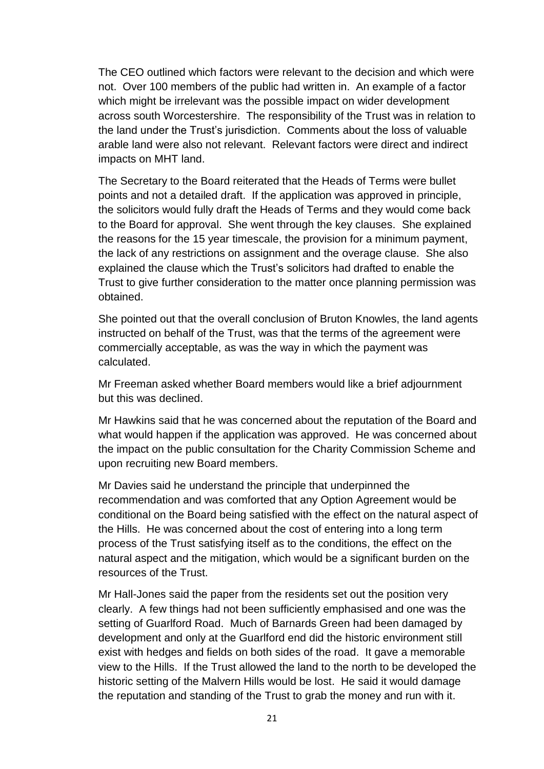The CEO outlined which factors were relevant to the decision and which were not. Over 100 members of the public had written in. An example of a factor which might be irrelevant was the possible impact on wider development across south Worcestershire. The responsibility of the Trust was in relation to the land under the Trust's jurisdiction. Comments about the loss of valuable arable land were also not relevant. Relevant factors were direct and indirect impacts on MHT land.

The Secretary to the Board reiterated that the Heads of Terms were bullet points and not a detailed draft. If the application was approved in principle, the solicitors would fully draft the Heads of Terms and they would come back to the Board for approval. She went through the key clauses. She explained the reasons for the 15 year timescale, the provision for a minimum payment, the lack of any restrictions on assignment and the overage clause. She also explained the clause which the Trust's solicitors had drafted to enable the Trust to give further consideration to the matter once planning permission was obtained.

She pointed out that the overall conclusion of Bruton Knowles, the land agents instructed on behalf of the Trust, was that the terms of the agreement were commercially acceptable, as was the way in which the payment was calculated.

Mr Freeman asked whether Board members would like a brief adjournment but this was declined.

Mr Hawkins said that he was concerned about the reputation of the Board and what would happen if the application was approved. He was concerned about the impact on the public consultation for the Charity Commission Scheme and upon recruiting new Board members.

Mr Davies said he understand the principle that underpinned the recommendation and was comforted that any Option Agreement would be conditional on the Board being satisfied with the effect on the natural aspect of the Hills. He was concerned about the cost of entering into a long term process of the Trust satisfying itself as to the conditions, the effect on the natural aspect and the mitigation, which would be a significant burden on the resources of the Trust.

Mr Hall-Jones said the paper from the residents set out the position very clearly. A few things had not been sufficiently emphasised and one was the setting of Guarlford Road. Much of Barnards Green had been damaged by development and only at the Guarlford end did the historic environment still exist with hedges and fields on both sides of the road. It gave a memorable view to the Hills. If the Trust allowed the land to the north to be developed the historic setting of the Malvern Hills would be lost. He said it would damage the reputation and standing of the Trust to grab the money and run with it.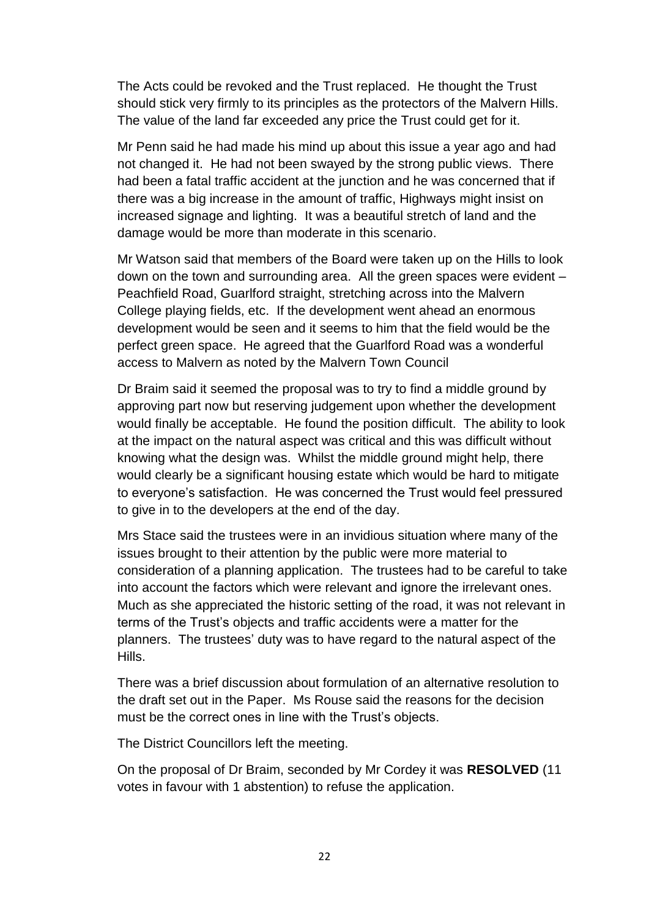The Acts could be revoked and the Trust replaced. He thought the Trust should stick very firmly to its principles as the protectors of the Malvern Hills. The value of the land far exceeded any price the Trust could get for it.

Mr Penn said he had made his mind up about this issue a year ago and had not changed it. He had not been swayed by the strong public views. There had been a fatal traffic accident at the junction and he was concerned that if there was a big increase in the amount of traffic, Highways might insist on increased signage and lighting. It was a beautiful stretch of land and the damage would be more than moderate in this scenario.

Mr Watson said that members of the Board were taken up on the Hills to look down on the town and surrounding area. All the green spaces were evident – Peachfield Road, Guarlford straight, stretching across into the Malvern College playing fields, etc. If the development went ahead an enormous development would be seen and it seems to him that the field would be the perfect green space. He agreed that the Guarlford Road was a wonderful access to Malvern as noted by the Malvern Town Council

Dr Braim said it seemed the proposal was to try to find a middle ground by approving part now but reserving judgement upon whether the development would finally be acceptable. He found the position difficult. The ability to look at the impact on the natural aspect was critical and this was difficult without knowing what the design was. Whilst the middle ground might help, there would clearly be a significant housing estate which would be hard to mitigate to everyone's satisfaction. He was concerned the Trust would feel pressured to give in to the developers at the end of the day.

Mrs Stace said the trustees were in an invidious situation where many of the issues brought to their attention by the public were more material to consideration of a planning application. The trustees had to be careful to take into account the factors which were relevant and ignore the irrelevant ones. Much as she appreciated the historic setting of the road, it was not relevant in terms of the Trust's objects and traffic accidents were a matter for the planners. The trustees' duty was to have regard to the natural aspect of the Hills.

There was a brief discussion about formulation of an alternative resolution to the draft set out in the Paper. Ms Rouse said the reasons for the decision must be the correct ones in line with the Trust's objects.

The District Councillors left the meeting.

On the proposal of Dr Braim, seconded by Mr Cordey it was **RESOLVED** (11 votes in favour with 1 abstention) to refuse the application.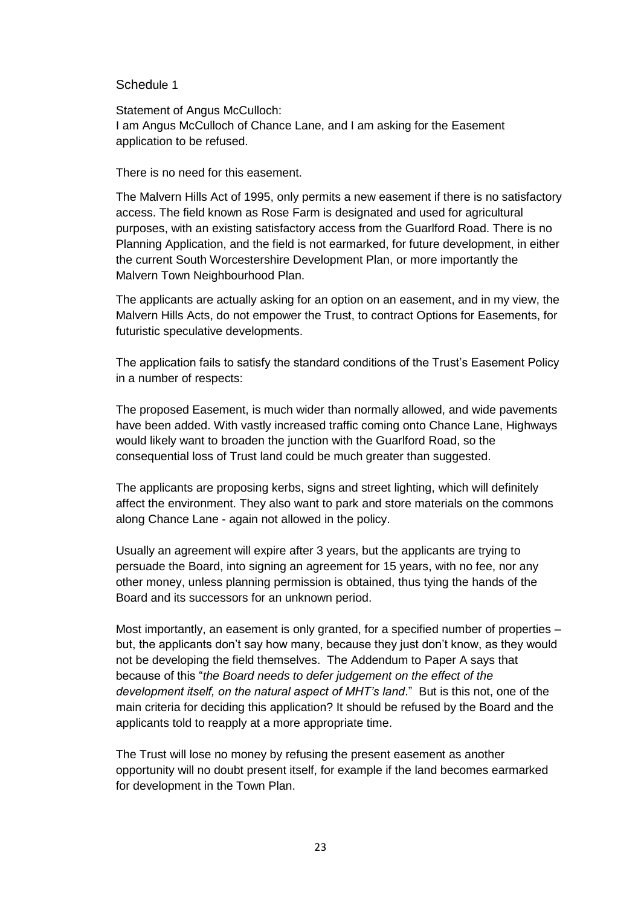Schedule 1

Statement of Angus McCulloch:

I am Angus McCulloch of Chance Lane, and I am asking for the Easement application to be refused.

There is no need for this easement.

The Malvern Hills Act of 1995, only permits a new easement if there is no satisfactory access. The field known as Rose Farm is designated and used for agricultural purposes, with an existing satisfactory access from the Guarlford Road. There is no Planning Application, and the field is not earmarked, for future development, in either the current South Worcestershire Development Plan, or more importantly the Malvern Town Neighbourhood Plan.

The applicants are actually asking for an option on an easement, and in my view, the Malvern Hills Acts, do not empower the Trust, to contract Options for Easements, for futuristic speculative developments.

The application fails to satisfy the standard conditions of the Trust's Easement Policy in a number of respects:

The proposed Easement, is much wider than normally allowed, and wide pavements have been added. With vastly increased traffic coming onto Chance Lane, Highways would likely want to broaden the junction with the Guarlford Road, so the consequential loss of Trust land could be much greater than suggested.

The applicants are proposing kerbs, signs and street lighting, which will definitely affect the environment. They also want to park and store materials on the commons along Chance Lane - again not allowed in the policy.

Usually an agreement will expire after 3 years, but the applicants are trying to persuade the Board, into signing an agreement for 15 years, with no fee, nor any other money, unless planning permission is obtained, thus tying the hands of the Board and its successors for an unknown period.

Most importantly, an easement is only granted, for a specified number of properties – but, the applicants don't say how many, because they just don't know, as they would not be developing the field themselves. The Addendum to Paper A says that because of this "*the Board needs to defer judgement on the effect of the development itself, on the natural aspect of MHT's land*." But is this not, one of the main criteria for deciding this application? It should be refused by the Board and the applicants told to reapply at a more appropriate time.

The Trust will lose no money by refusing the present easement as another opportunity will no doubt present itself, for example if the land becomes earmarked for development in the Town Plan.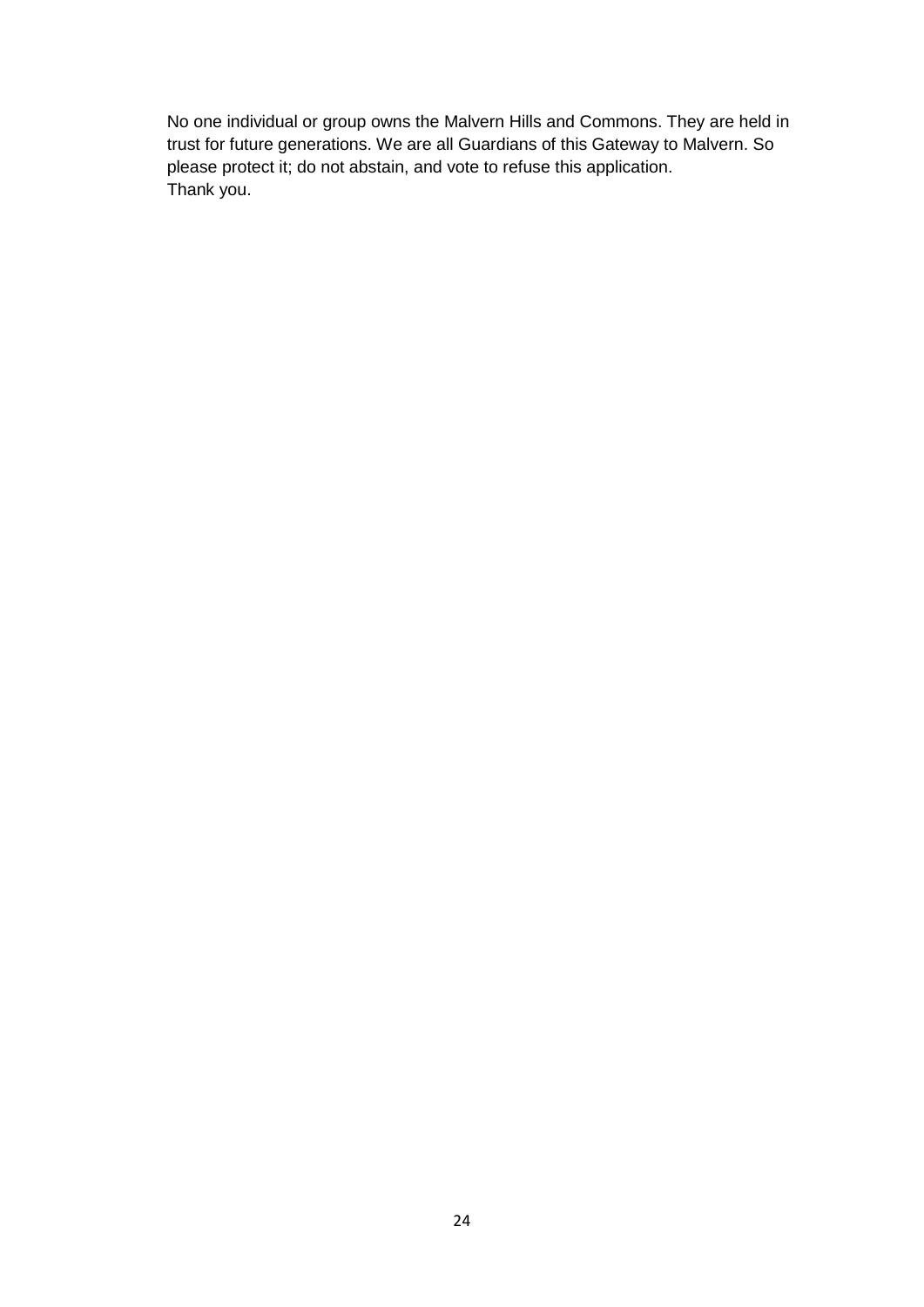No one individual or group owns the Malvern Hills and Commons. They are held in trust for future generations. We are all Guardians of this Gateway to Malvern. So please protect it; do not abstain, and vote to refuse this application.
Thank you.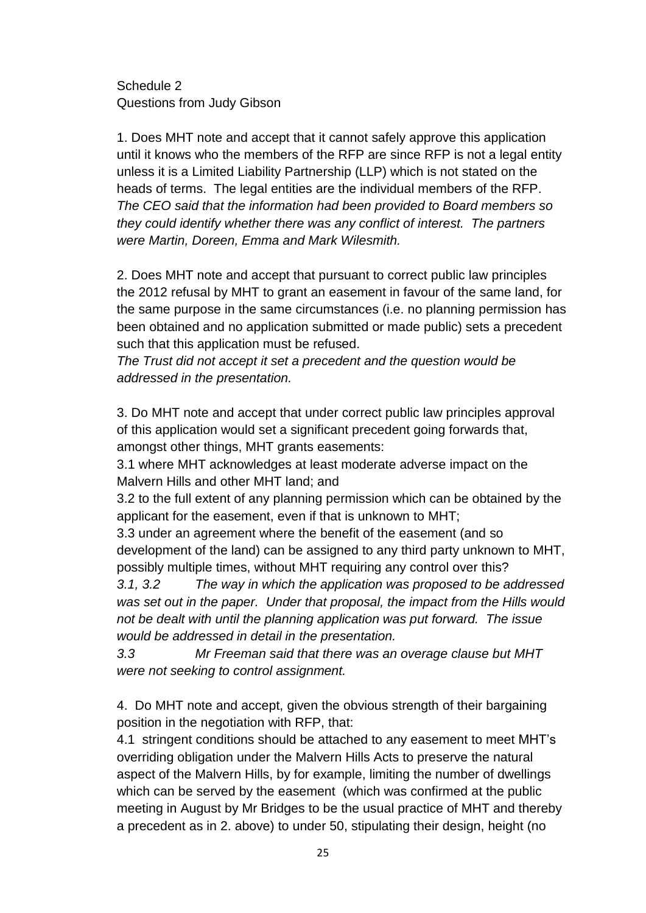Schedule 2
Questions from Judy Gibson

1. Does MHT note and accept that it cannot safely approve this application until it knows who the members of the RFP are since RFP is not a legal entity unless it is a Limited Liability Partnership (LLP) which is not stated on the heads of terms. The legal entities are the individual members of the RFP.
*The CEO said that the information had been provided to Board members so they could identify whether there was any conflict of interest. The partners were Martin, Doreen, Emma and Mark Wilesmith.*

2. Does MHT note and accept that pursuant to correct public law principles the 2012 refusal by MHT to grant an easement in favour of the same land, for the same purpose in the same circumstances (i.e. no planning permission has been obtained and no application submitted or made public) sets a precedent such that this application must be refused.
*The Trust did not accept it set a precedent and the question would be addressed in the presentation.*

3. Do MHT note and accept that under correct public law principles approval of this application would set a significant precedent going forwards that, amongst other things, MHT grants easements:
3.1 where MHT acknowledges at least moderate adverse impact on the Malvern Hills and other MHT land; and
3.2 to the full extent of any planning permission which can be obtained by the applicant for the easement, even if that is unknown to MHT;
3.3 under an agreement where the benefit of the easement (and so development of the land) can be assigned to any third party unknown to MHT, possibly multiple times, without MHT requiring any control over this?
*3.1, 3.2 The way in which the application was proposed to be addressed was set out in the paper. Under that proposal, the impact from the Hills would not be dealt with until the planning application was put forward. The issue would be addressed in detail in the presentation.*
*3.3 Mr Freeman said that there was an overage clause but MHT were not seeking to control assignment.*

4. Do MHT note and accept, given the obvious strength of their bargaining position in the negotiation with RFP, that:
4.1 stringent conditions should be attached to any easement to meet MHT's overriding obligation under the Malvern Hills Acts to preserve the natural aspect of the Malvern Hills, by for example, limiting the number of dwellings which can be served by the easement (which was confirmed at the public meeting in August by Mr Bridges to be the usual practice of MHT and thereby a precedent as in 2. above) to under 50, stipulating their design, height (no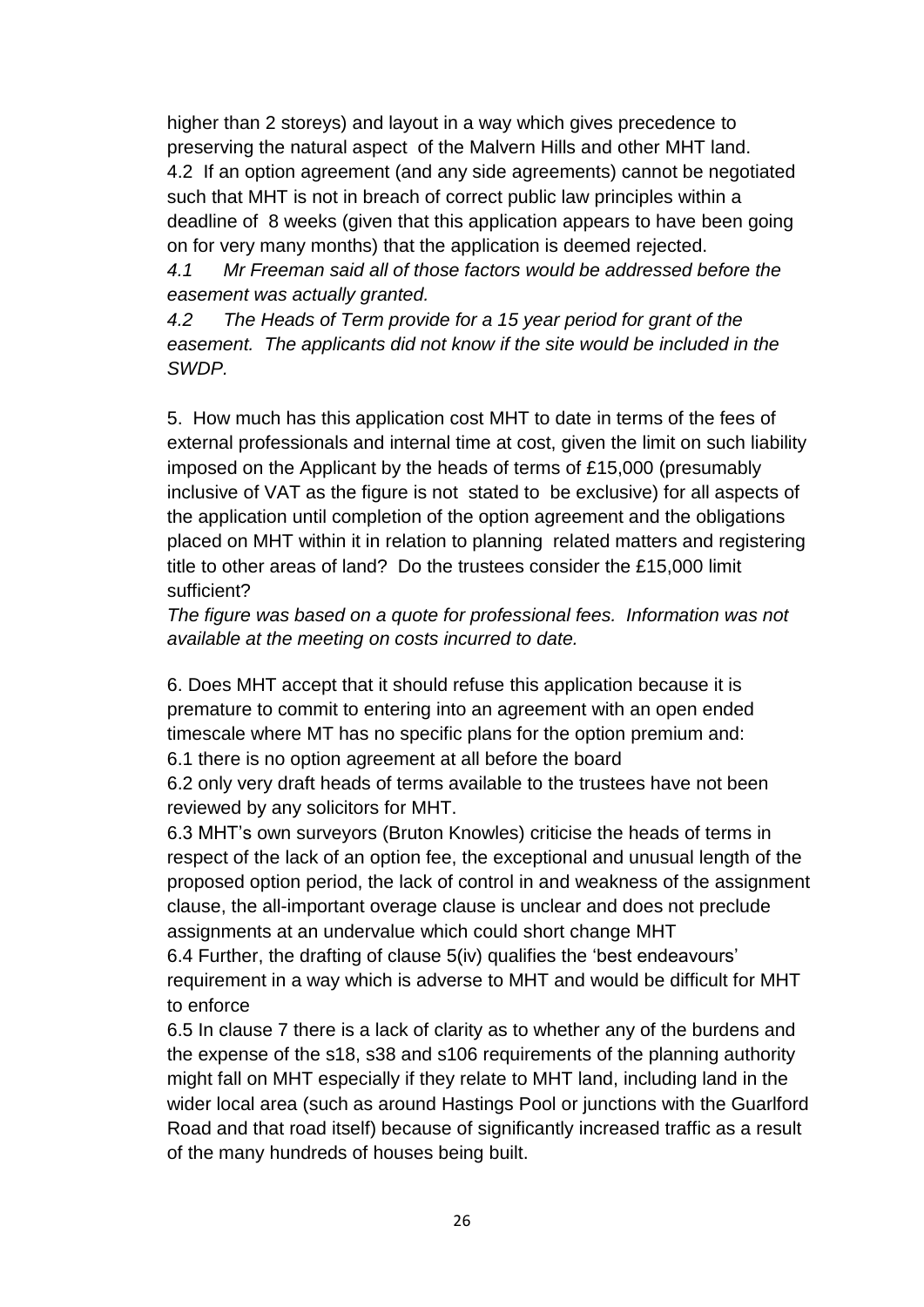higher than 2 storeys) and layout in a way which gives precedence to preserving the natural aspect of the Malvern Hills and other MHT land.

4.2 If an option agreement (and any side agreements) cannot be negotiated such that MHT is not in breach of correct public law principles within a deadline of 8 weeks (given that this application appears to have been going on for very many months) that the application is deemed rejected.

*4.1 Mr Freeman said all of those factors would be addressed before the easement was actually granted.*

*4.2 The Heads of Term provide for a 15 year period for grant of the easement. The applicants did not know if the site would be included in the SWDP.*

5. How much has this application cost MHT to date in terms of the fees of external professionals and internal time at cost, given the limit on such liability imposed on the Applicant by the heads of terms of £15,000 (presumably inclusive of VAT as the figure is not stated to be exclusive) for all aspects of the application until completion of the option agreement and the obligations placed on MHT within it in relation to planning related matters and registering title to other areas of land? Do the trustees consider the £15,000 limit sufficient?

*The figure was based on a quote for professional fees. Information was not available at the meeting on costs incurred to date.*

6. Does MHT accept that it should refuse this application because it is premature to commit to entering into an agreement with an open ended timescale where MT has no specific plans for the option premium and:

6.1 there is no option agreement at all before the board

6.2 only very draft heads of terms available to the trustees have not been reviewed by any solicitors for MHT.

6.3 MHT's own surveyors (Bruton Knowles) criticise the heads of terms in respect of the lack of an option fee, the exceptional and unusual length of the proposed option period, the lack of control in and weakness of the assignment clause, the all-important overage clause is unclear and does not preclude assignments at an undervalue which could short change MHT

6.4 Further, the drafting of clause 5(iv) qualifies the 'best endeavours' requirement in a way which is adverse to MHT and would be difficult for MHT to enforce

6.5 In clause 7 there is a lack of clarity as to whether any of the burdens and the expense of the s18, s38 and s106 requirements of the planning authority might fall on MHT especially if they relate to MHT land, including land in the wider local area (such as around Hastings Pool or junctions with the Guarlford Road and that road itself) because of significantly increased traffic as a result of the many hundreds of houses being built.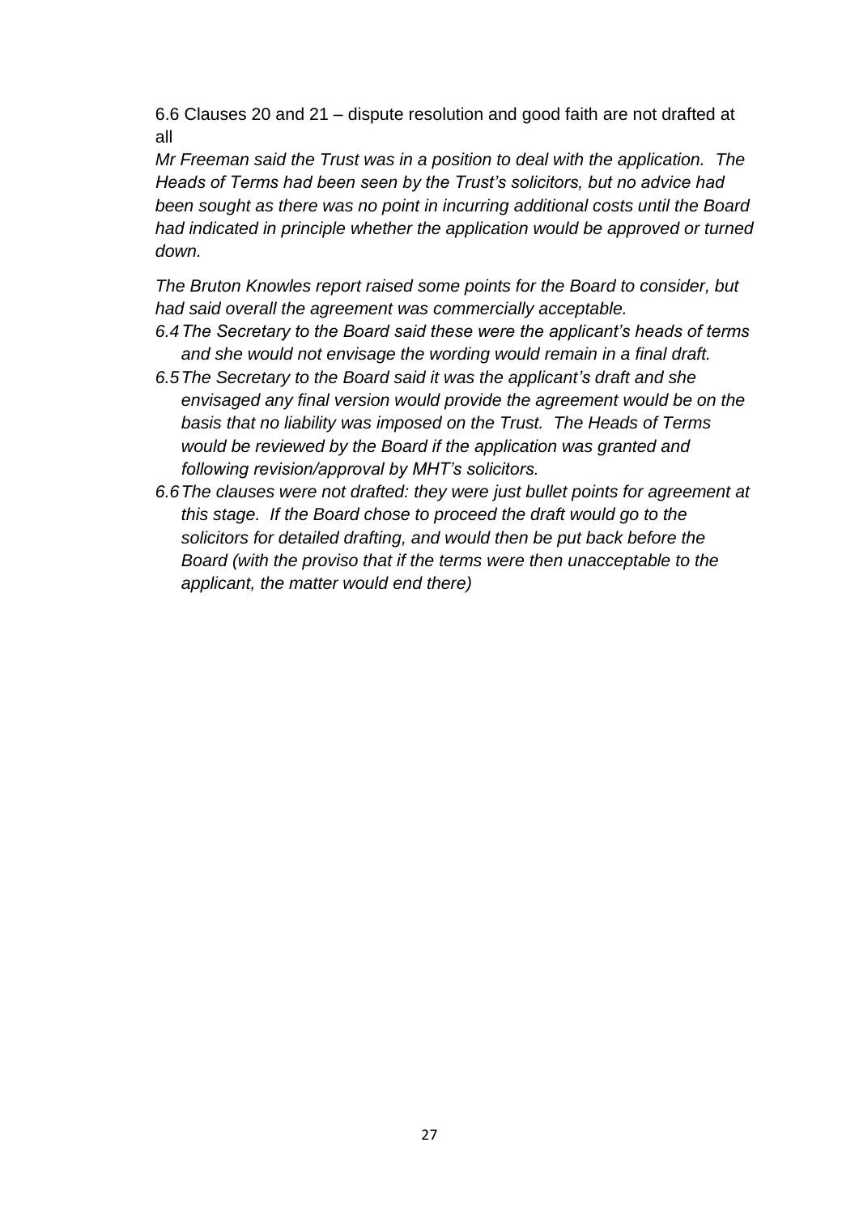6.6 Clauses 20 and 21 – dispute resolution and good faith are not drafted at all

*Mr Freeman said the Trust was in a position to deal with the application. The Heads of Terms had been seen by the Trust's solicitors, but no advice had been sought as there was no point in incurring additional costs until the Board had indicated in principle whether the application would be approved or turned down.*

*The Bruton Knowles report raised some points for the Board to consider, but had said overall the agreement was commercially acceptable.*

*6.4 The Secretary to the Board said these were the applicant's heads of terms and she would not envisage the wording would remain in a final draft.*

*6.5 The Secretary to the Board said it was the applicant's draft and she envisaged any final version would provide the agreement would be on the basis that no liability was imposed on the Trust. The Heads of Terms would be reviewed by the Board if the application was granted and following revision/approval by MHT's solicitors.*

*6.6 The clauses were not drafted: they were just bullet points for agreement at this stage. If the Board chose to proceed the draft would go to the solicitors for detailed drafting, and would then be put back before the Board (with the proviso that if the terms were then unacceptable to the applicant, the matter would end there)*